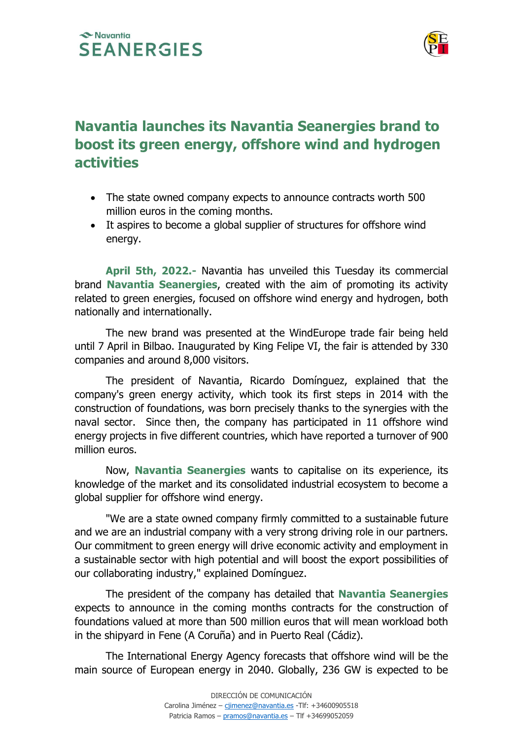# Navantia launches its Navantia Seanergies brand to boost its green energy, offshore wind and hydrogen activities

- The state owned company expects to announce contracts worth 500 million euros in the coming months.
- It aspires to become a global supplier of structures for offshore wind energy.

**April 5th, 2022.-** Navantia has unveiled this Tuesday its commercial brand **Navantia Seanergies**, created with the aim of promoting its activity related to green energies, focused on offshore wind energy and hydrogen, both nationally and internationally.

The new brand was presented at the WindEurope trade fair being held until 7 April in Bilbao. Inaugurated by King Felipe VI, the fair is attended by 330 companies and around 8,000 visitors.

The president of Navantia, Ricardo Domínguez, explained that the company's green energy activity, which took its first steps in 2014 with the construction of foundations, was born precisely thanks to the synergies with the naval sector. Since then, the company has participated in 11 offshore wind energy projects in five different countries, which have reported a turnover of 900 million euros.

Now, **Navantia Seanergies** wants to capitalise on its experience, its knowledge of the market and its consolidated industrial ecosystem to become a global supplier for offshore wind energy.

"We are a state owned company firmly committed to a sustainable future and we are an industrial company with a very strong driving role in our partners. Our commitment to green energy will drive economic activity and employment in a sustainable sector with high potential and will boost the export possibilities of our collaborating industry," explained Domínguez.

The president of the company has detailed that **Navantia Seanergies** expects to announce in the coming months contracts for the construction of foundations valued at more than 500 million euros that will mean workload both in the shipyard in Fene (A Coruña) and in Puerto Real (Cádiz).

The International Energy Agency forecasts that offshore wind will be the main source of European energy in 2040. Globally, 236 GW is expected to be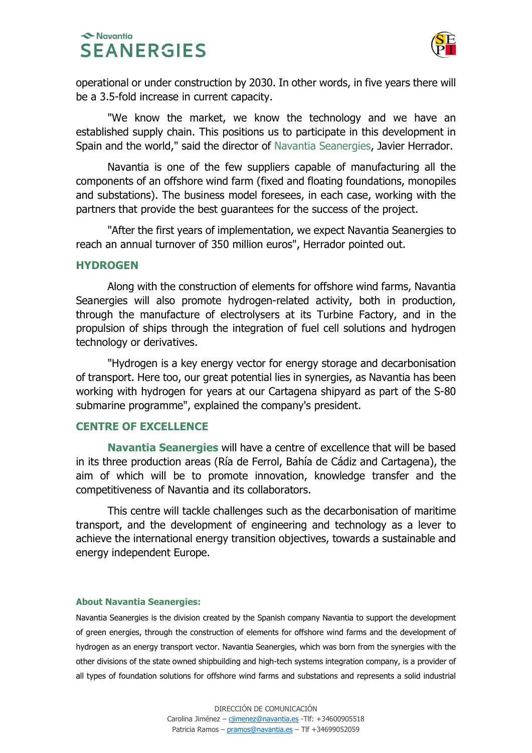operational or under construction by 2030. In other words, in five years there will be a 3.5-fold increase in current capacity.

"We know the market, we know the technology and we have an established supply chain. This positions us to participate in this development in Spain and the world," said the director of Navantia Seanergies, Javier Herrador.

Navantia is one of the few suppliers capable of manufacturing all the components of an offshore wind farm (fixed and floating foundations, monopiles and substations). The business model foresees, in each case, working with the partners that provide the best guarantees for the success of the project.

"After the first years of implementation, we expect Navantia Seanergies to reach an annual turnover of 350 million euros", Herrador pointed out.

## HYDROGEN

Along with the construction of elements for offshore wind farms, Navantia Seanergies will also promote hydrogen-related activity, both in production, through the manufacture of electrolysers at its Turbine Factory, and in the propulsion of ships through the integration of fuel cell solutions and hydrogen technology or derivatives.

"Hydrogen is a key energy vector for energy storage and decarbonisation of transport. Here too, our great potential lies in synergies, as Navantia has been working with hydrogen for years at our Cartagena shipyard as part of the S-80 submarine programme", explained the company's president.

## CENTRE OF EXCELLENCE

**Navantia Seanergies** will have a centre of excellence that will be based in its three production areas (Ría de Ferrol, Bahía de Cádiz and Cartagena), the aim of which will be to promote innovation, knowledge transfer and the competitiveness of Navantia and its collaborators.

This centre will tackle challenges such as the decarbonisation of maritime transport, and the development of engineering and technology as a lever to achieve the international energy transition objectives, towards a sustainable and energy independent Europe.

#### About Navantia Seanergies:

Navantia Seanergies is the division created by the Spanish company Navantia to support the development of green energies, through the construction of elements for offshore wind farms and the development of hydrogen as an energy transport vector. Navantia Seanergies, which was born from the synergies with the other divisions of the state owned shipbuilding and high-tech systems integration company, is a provider of all types of foundation solutions for offshore wind farms and substations and represents a solid industrial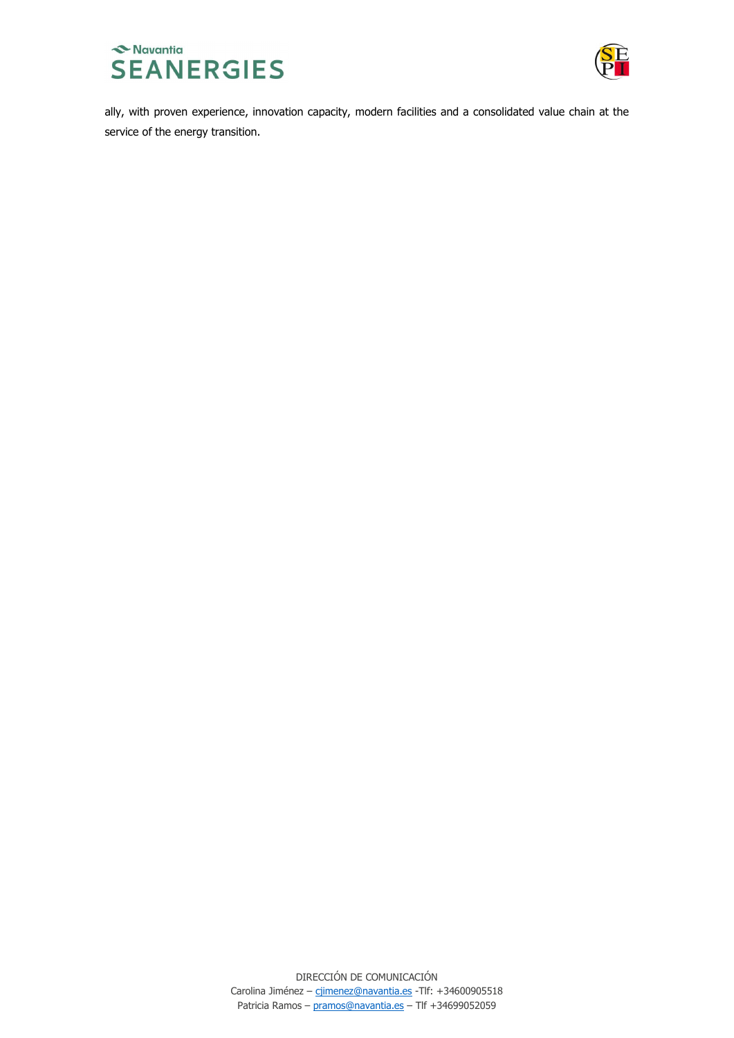ally, with proven experience, innovation capacity, modern facilities and a consolidated value chain at the service of the energy transition.

DIRECCIÓN DE COMUNICACIÓN
Carolina Jiménez – cjimenez@navantia.es -Tlf: +34600905518
Patricia Ramos – pramos@navantia.es – Tlf +34699052059